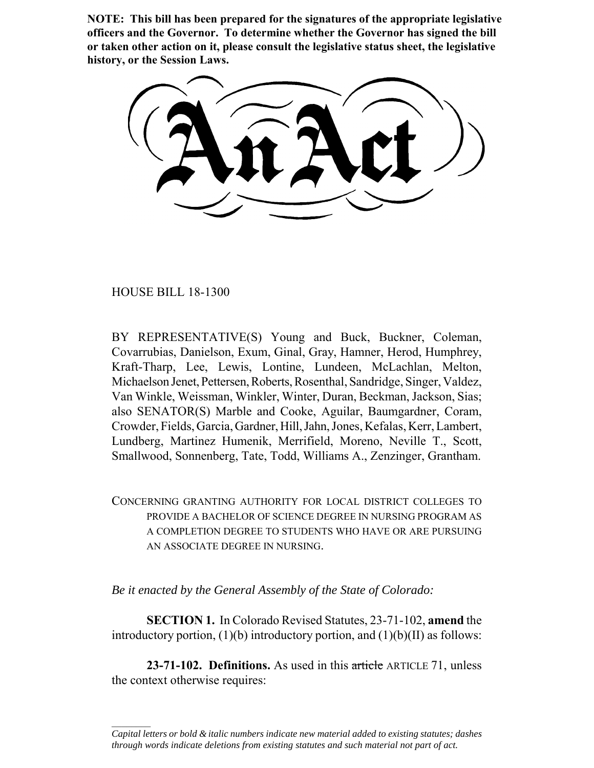**NOTE: This bill has been prepared for the signatures of the appropriate legislative officers and the Governor. To determine whether the Governor has signed the bill or taken other action on it, please consult the legislative status sheet, the legislative history, or the Session Laws.**

# An Act

HOUSE BILL 18-1300

BY REPRESENTATIVE(S) Young and Buck, Buckner, Coleman, Covarrubias, Danielson, Exum, Ginal, Gray, Hamner, Herod, Humphrey, Kraft-Tharp, Lee, Lewis, Lontine, Lundeen, McLachlan, Melton, Michaelson Jenet, Pettersen, Roberts, Rosenthal, Sandridge, Singer, Valdez, Van Winkle, Weissman, Winkler, Winter, Duran, Beckman, Jackson, Sias; also SENATOR(S) Marble and Cooke, Aguilar, Baumgardner, Coram, Crowder, Fields, Garcia, Gardner, Hill, Jahn, Jones, Kefalas, Kerr, Lambert, Lundberg, Martinez Humenik, Merrifield, Moreno, Neville T., Scott, Smallwood, Sonnenberg, Tate, Todd, Williams A., Zenzinger, Grantham.

CONCERNING GRANTING AUTHORITY FOR LOCAL DISTRICT COLLEGES TO PROVIDE A BACHELOR OF SCIENCE DEGREE IN NURSING PROGRAM AS A COMPLETION DEGREE TO STUDENTS WHO HAVE OR ARE PURSUING AN ASSOCIATE DEGREE IN NURSING.

*Be it enacted by the General Assembly of the State of Colorado:*

**SECTION 1.** In Colorado Revised Statutes, 23-71-102, **amend** the introductory portion, (1)(b) introductory portion, and (1)(b)(II) as follows:

**23-71-102. Definitions.** As used in this ~~article~~ ARTICLE 71, unless the context otherwise requires:

---

*Capital letters or bold & italic numbers indicate new material added to existing statutes; dashes through words indicate deletions from existing statutes and such material not part of act.*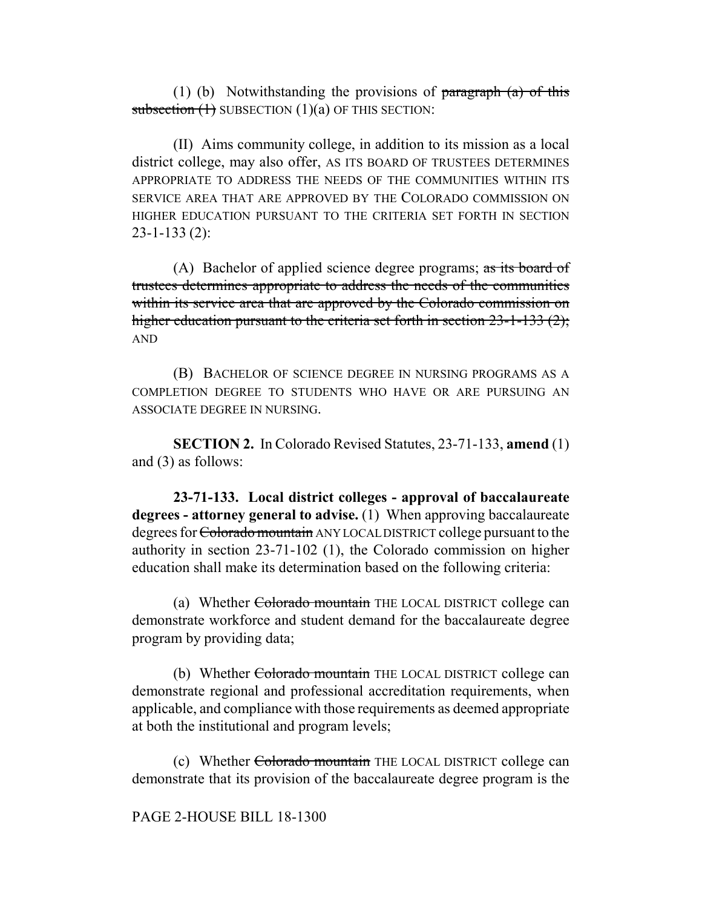(1) (b) Notwithstanding the provisions of ~~paragraph (a) of this subsection (1)~~ SUBSECTION (1)(a) OF THIS SECTION:

(II) Aims community college, in addition to its mission as a local district college, may also offer, AS ITS BOARD OF TRUSTEES DETERMINES APPROPRIATE TO ADDRESS THE NEEDS OF THE COMMUNITIES WITHIN ITS SERVICE AREA THAT ARE APPROVED BY THE COLORADO COMMISSION ON HIGHER EDUCATION PURSUANT TO THE CRITERIA SET FORTH IN SECTION 23-1-133 (2):

(A) Bachelor of applied science degree programs; ~~as its board of trustees determines appropriate to address the needs of the communities within its service area that are approved by the Colorado commission on higher education pursuant to the criteria set forth in section 23-1-133 (2);~~ AND

(B) BACHELOR OF SCIENCE DEGREE IN NURSING PROGRAMS AS A COMPLETION DEGREE TO STUDENTS WHO HAVE OR ARE PURSUING AN ASSOCIATE DEGREE IN NURSING.

**SECTION 2.** In Colorado Revised Statutes, 23-71-133, **amend** (1) and (3) as follows:

**23-71-133. Local district colleges - approval of baccalaureate degrees - attorney general to advise.** (1) When approving baccalaureate degrees for ~~Colorado mountain~~ ANY LOCAL DISTRICT college pursuant to the authority in section 23-71-102 (1), the Colorado commission on higher education shall make its determination based on the following criteria:

(a) Whether ~~Colorado mountain~~ THE LOCAL DISTRICT college can demonstrate workforce and student demand for the baccalaureate degree program by providing data;

(b) Whether ~~Colorado mountain~~ THE LOCAL DISTRICT college can demonstrate regional and professional accreditation requirements, when applicable, and compliance with those requirements as deemed appropriate at both the institutional and program levels;

(c) Whether ~~Colorado mountain~~ THE LOCAL DISTRICT college can demonstrate that its provision of the baccalaureate degree program is the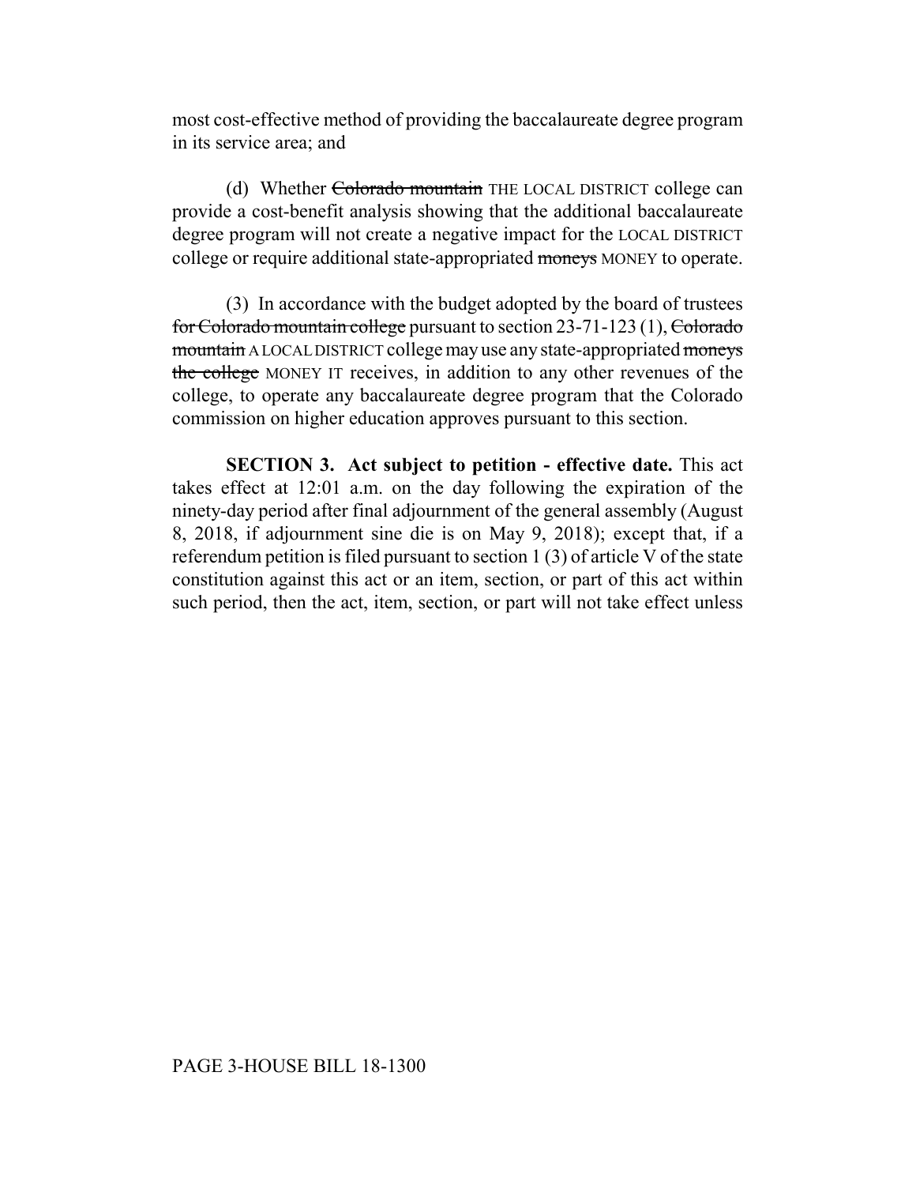most cost-effective method of providing the baccalaureate degree program in its service area; and

(d) Whether ~~Colorado mountain~~ THE LOCAL DISTRICT college can provide a cost-benefit analysis showing that the additional baccalaureate degree program will not create a negative impact for the LOCAL DISTRICT college or require additional state-appropriated ~~moneys~~ MONEY to operate.

(3) In accordance with the budget adopted by the board of trustees ~~for Colorado mountain college~~ pursuant to section 23-71-123 (1), ~~Colorado mountain~~ A LOCAL DISTRICT college may use any state-appropriated ~~moneys the college~~ MONEY IT receives, in addition to any other revenues of the college, to operate any baccalaureate degree program that the Colorado commission on higher education approves pursuant to this section.

**SECTION 3. Act subject to petition - effective date.** This act takes effect at 12:01 a.m. on the day following the expiration of the ninety-day period after final adjournment of the general assembly (August 8, 2018, if adjournment sine die is on May 9, 2018); except that, if a referendum petition is filed pursuant to section 1 (3) of article V of the state constitution against this act or an item, section, or part of this act within such period, then the act, item, section, or part will not take effect unless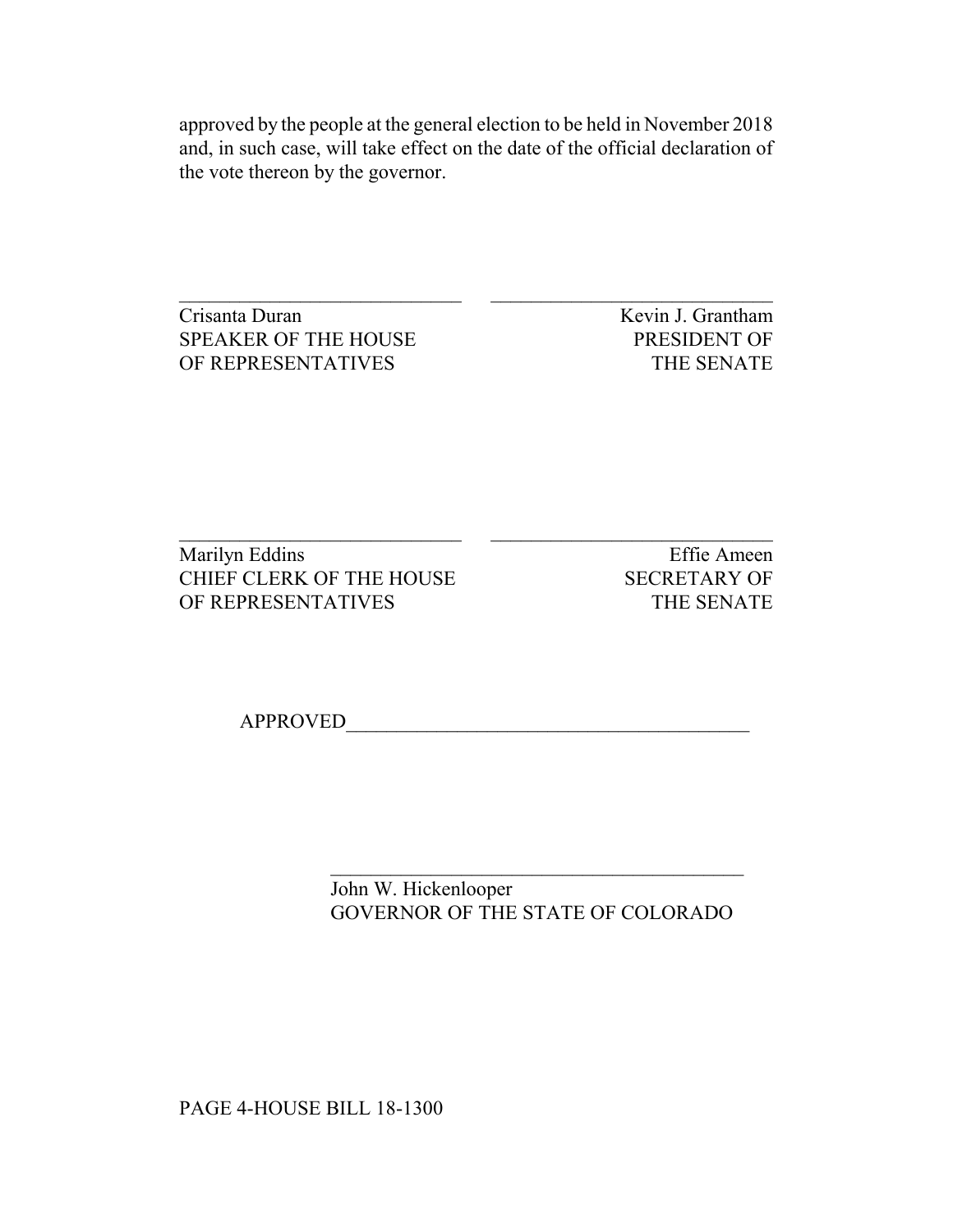approved by the people at the general election to be held in November 2018 and, in such case, will take effect on the date of the official declaration of the vote thereon by the governor.

| | |
|---|---|
| ____________________________ | ____________________________ |
| Crisanta Duran | Kevin J. Grantham |
| SPEAKER OF THE HOUSE OF REPRESENTATIVES | PRESIDENT OF THE SENATE |
| ____________________________ | ____________________________ |
| Marilyn Eddins | Effie Ameen |
| CHIEF CLERK OF THE HOUSE OF REPRESENTATIVES | SECRETARY OF THE SENATE |

APPROVED________________________________________

________________________________________

John W. Hickenlooper
GOVERNOR OF THE STATE OF COLORADO

PAGE 4-HOUSE BILL 18-1300